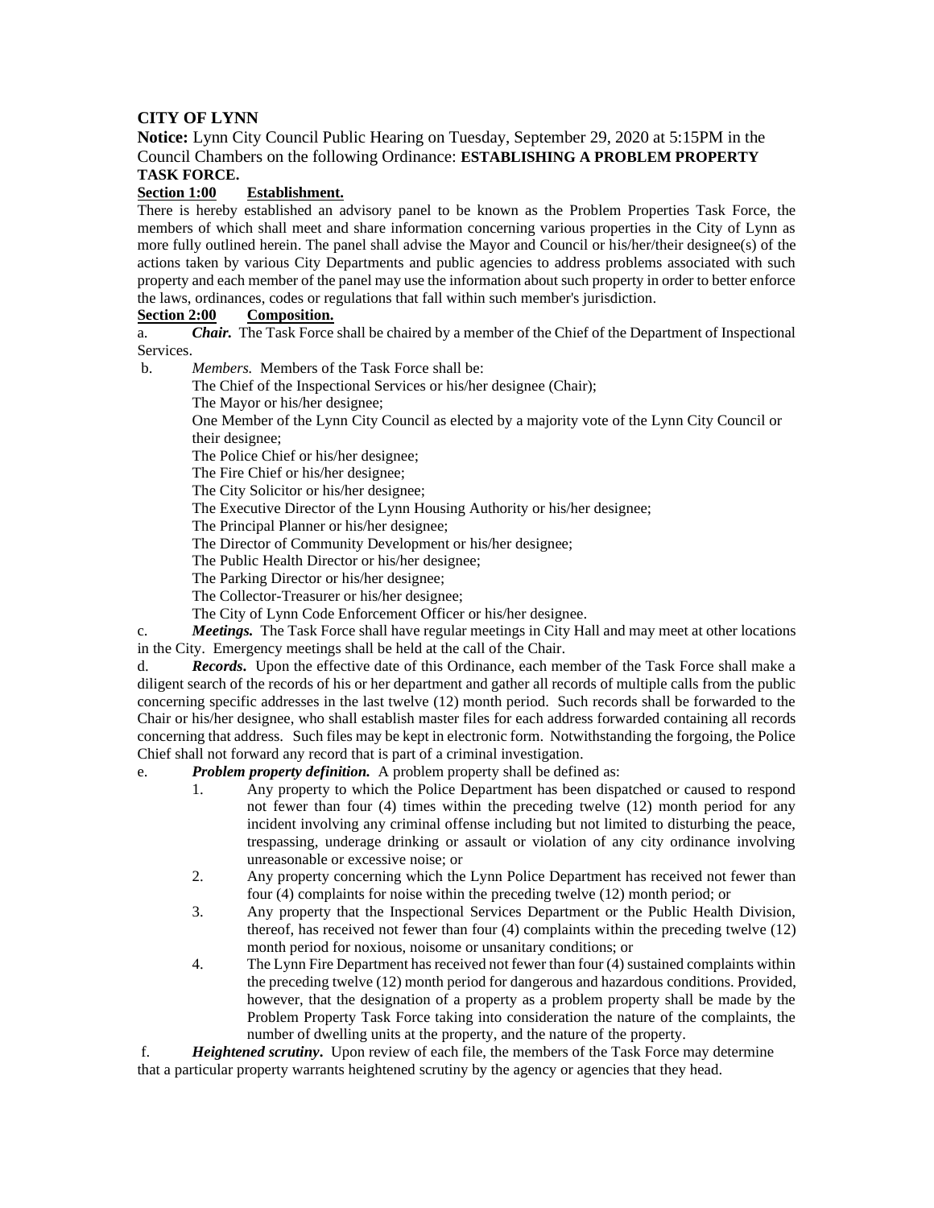**CITY OF LYNN**

**Notice:** Lynn City Council Public Hearing on Tuesday, September 29, 2020 at 5:15PM in the Council Chambers on the following Ordinance: **ESTABLISHING A PROBLEM PROPERTY TASK FORCE.**

**Section 1:00 Establishment.**

There is hereby established an advisory panel to be known as the Problem Properties Task Force, the members of which shall meet and share information concerning various properties in the City of Lynn as more fully outlined herein. The panel shall advise the Mayor and Council or his/her/their designee(s) of the actions taken by various City Departments and public agencies to address problems associated with such property and each member of the panel may use the information about such property in order to better enforce the laws, ordinances, codes or regulations that fall within such member's jurisdiction.

**Section 2:00 Composition.**

a. ***Chair.*** The Task Force shall be chaired by a member of the Chief of the Department of Inspectional Services.

b. *Members.* Members of the Task Force shall be:

The Chief of the Inspectional Services or his/her designee (Chair);
The Mayor or his/her designee;
One Member of the Lynn City Council as elected by a majority vote of the Lynn City Council or their designee;
The Police Chief or his/her designee;
The Fire Chief or his/her designee;
The City Solicitor or his/her designee;
The Executive Director of the Lynn Housing Authority or his/her designee;
The Principal Planner or his/her designee;
The Director of Community Development or his/her designee;
The Public Health Director or his/her designee;
The Parking Director or his/her designee;
The Collector-Treasurer or his/her designee;
The City of Lynn Code Enforcement Officer or his/her designee.

c. ***Meetings.*** The Task Force shall have regular meetings in City Hall and may meet at other locations in the City. Emergency meetings shall be held at the call of the Chair.

d. ***Records***. Upon the effective date of this Ordinance, each member of the Task Force shall make a diligent search of the records of his or her department and gather all records of multiple calls from the public concerning specific addresses in the last twelve (12) month period. Such records shall be forwarded to the Chair or his/her designee, who shall establish master files for each address forwarded containing all records concerning that address. Such files may be kept in electronic form. Notwithstanding the forgoing, the Police Chief shall not forward any record that is part of a criminal investigation.

e. ***Problem property definition.*** A problem property shall be defined as:

1. Any property to which the Police Department has been dispatched or caused to respond not fewer than four (4) times within the preceding twelve (12) month period for any incident involving any criminal offense including but not limited to disturbing the peace, trespassing, underage drinking or assault or violation of any city ordinance involving unreasonable or excessive noise; or
2. Any property concerning which the Lynn Police Department has received not fewer than four (4) complaints for noise within the preceding twelve (12) month period; or
3. Any property that the Inspectional Services Department or the Public Health Division, thereof, has received not fewer than four (4) complaints within the preceding twelve (12) month period for noxious, noisome or unsanitary conditions; or
4. The Lynn Fire Department has received not fewer than four (4) sustained complaints within the preceding twelve (12) month period for dangerous and hazardous conditions. Provided, however, that the designation of a property as a problem property shall be made by the Problem Property Task Force taking into consideration the nature of the complaints, the number of dwelling units at the property, and the nature of the property.

f. ***Heightened scrutiny***. Upon review of each file, the members of the Task Force may determine that a particular property warrants heightened scrutiny by the agency or agencies that they head.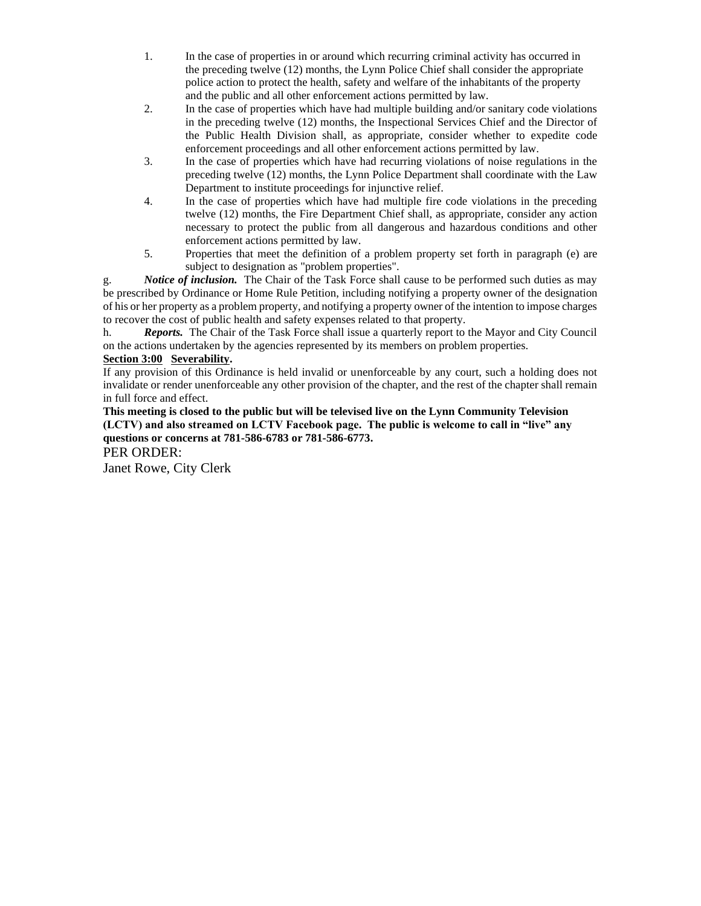1. In the case of properties in or around which recurring criminal activity has occurred in the preceding twelve (12) months, the Lynn Police Chief shall consider the appropriate police action to protect the health, safety and welfare of the inhabitants of the property and the public and all other enforcement actions permitted by law.
2. In the case of properties which have had multiple building and/or sanitary code violations in the preceding twelve (12) months, the Inspectional Services Chief and the Director of the Public Health Division shall, as appropriate, consider whether to expedite code enforcement proceedings and all other enforcement actions permitted by law.
3. In the case of properties which have had recurring violations of noise regulations in the preceding twelve (12) months, the Lynn Police Department shall coordinate with the Law Department to institute proceedings for injunctive relief.
4. In the case of properties which have had multiple fire code violations in the preceding twelve (12) months, the Fire Department Chief shall, as appropriate, consider any action necessary to protect the public from all dangerous and hazardous conditions and other enforcement actions permitted by law.
5. Properties that meet the definition of a problem property set forth in paragraph (e) are subject to designation as "problem properties".

g. ***Notice of inclusion.*** The Chair of the Task Force shall cause to be performed such duties as may be prescribed by Ordinance or Home Rule Petition, including notifying a property owner of the designation of his or her property as a problem property, and notifying a property owner of the intention to impose charges to recover the cost of public health and safety expenses related to that property.

h. ***Reports.*** The Chair of the Task Force shall issue a quarterly report to the Mayor and City Council on the actions undertaken by the agencies represented by its members on problem properties.

**Section 3:00 Severability.**

If any provision of this Ordinance is held invalid or unenforceable by any court, such a holding does not invalidate or render unenforceable any other provision of the chapter, and the rest of the chapter shall remain in full force and effect.

**This meeting is closed to the public but will be televised live on the Lynn Community Television (LCTV) and also streamed on LCTV Facebook page. The public is welcome to call in "live" any questions or concerns at 781-586-6783 or 781-586-6773.**

PER ORDER:

Janet Rowe, City Clerk